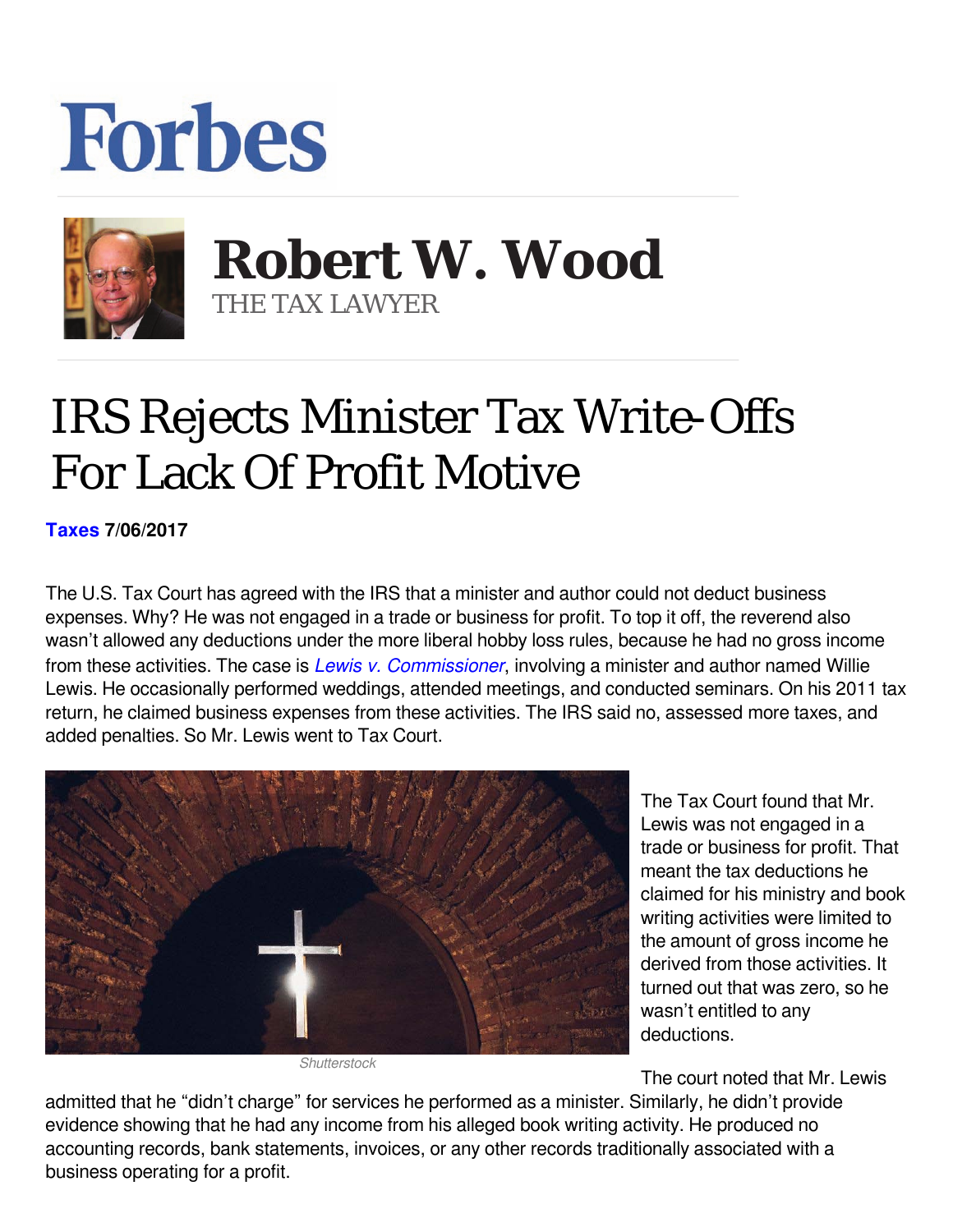# Forbes

**Robert W. Wood**
THE TAX LAWYER

# IRS Rejects Minister Tax Write-Offs For Lack Of Profit Motive

**Taxes 7/06/2017**

The U.S. Tax Court has agreed with the IRS that a minister and author could not deduct business expenses. Why? He was not engaged in a trade or business for profit. To top it off, the reverend also wasn't allowed any deductions under the more liberal hobby loss rules, because he had no gross income from these activities. The case is *Lewis v. Commissioner*, involving a minister and author named Willie Lewis. He occasionally performed weddings, attended meetings, and conducted seminars. On his 2011 tax return, he claimed business expenses from these activities. The IRS said no, assessed more taxes, and added penalties. So Mr. Lewis went to Tax Court.

Shutterstock

The Tax Court found that Mr. Lewis was not engaged in a trade or business for profit. That meant the tax deductions he claimed for his ministry and book writing activities were limited to the amount of gross income he derived from those activities. It turned out that was zero, so he wasn't entitled to any deductions.

The court noted that Mr. Lewis admitted that he "didn't charge" for services he performed as a minister. Similarly, he didn't provide evidence showing that he had any income from his alleged book writing activity. He produced no accounting records, bank statements, invoices, or any other records traditionally associated with a business operating for a profit.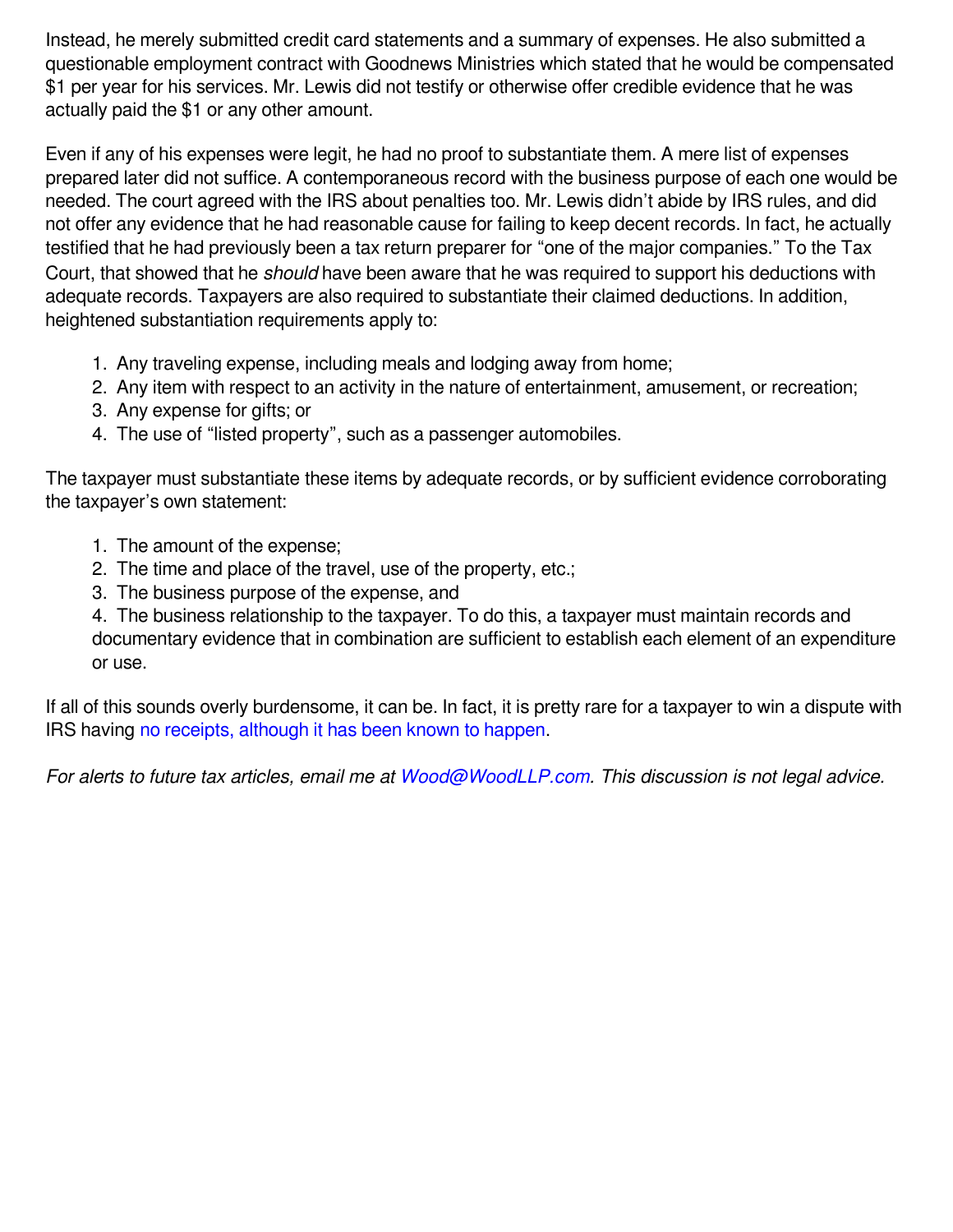Instead, he merely submitted credit card statements and a summary of expenses. He also submitted a questionable employment contract with Goodnews Ministries which stated that he would be compensated $1 per year for his services. Mr. Lewis did not testify or otherwise offer credible evidence that he was actually paid the $1 or any other amount.

Even if any of his expenses were legit, he had no proof to substantiate them. A mere list of expenses prepared later did not suffice. A contemporaneous record with the business purpose of each one would be needed. The court agreed with the IRS about penalties too. Mr. Lewis didn't abide by IRS rules, and did not offer any evidence that he had reasonable cause for failing to keep decent records. In fact, he actually testified that he had previously been a tax return preparer for "one of the major companies." To the Tax Court, that showed that he *should* have been aware that he was required to support his deductions with adequate records. Taxpayers are also required to substantiate their claimed deductions. In addition, heightened substantiation requirements apply to:

1. Any traveling expense, including meals and lodging away from home;
2. Any item with respect to an activity in the nature of entertainment, amusement, or recreation;
3. Any expense for gifts; or
4. The use of "listed property", such as a passenger automobiles.

The taxpayer must substantiate these items by adequate records, or by sufficient evidence corroborating the taxpayer's own statement:

1. The amount of the expense;
2. The time and place of the travel, use of the property, etc.;
3. The business purpose of the expense, and
4. The business relationship to the taxpayer. To do this, a taxpayer must maintain records and documentary evidence that in combination are sufficient to establish each element of an expenditure or use.

If all of this sounds overly burdensome, it can be. In fact, it is pretty rare for a taxpayer to win a dispute with IRS having no receipts, although it has been known to happen.

*For alerts to future tax articles, email me at Wood@WoodLLP.com. This discussion is not legal advice.*